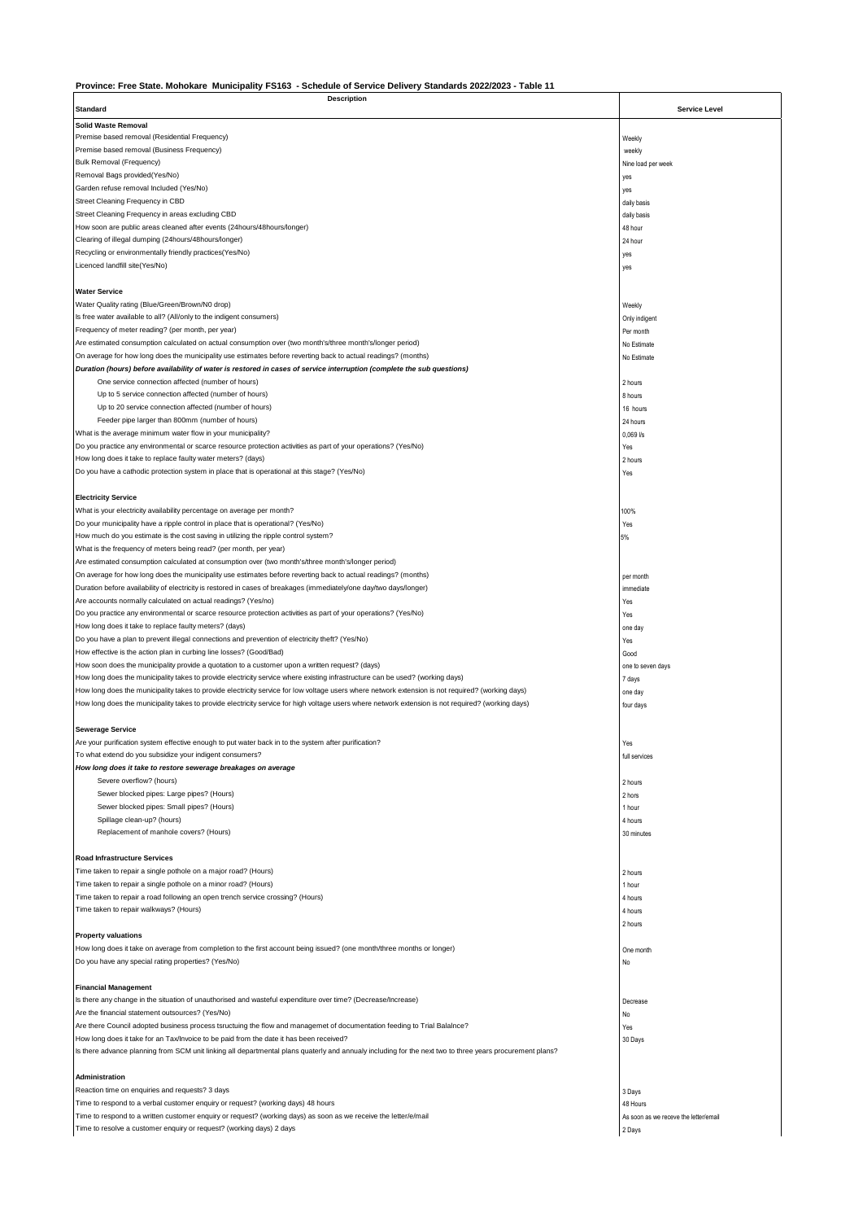**Province: Free State. Mohokare Municipality FS163 - Schedule of Service Delivery Standards 2022/2023 - Table 11**

| Description<br>Standard | Service Level |
|---|---|
| **Solid Waste Removal** | |
| Premise based removal (Residential Frequency) | Weekly |
| Premise based removal (Business Frequency) | weekly |
| Bulk Removal (Frequency) | Nine load per week |
| Removal Bags provided(Yes/No) | yes |
| Garden refuse removal Included (Yes/No) | yes |
| Street Cleaning Frequency in CBD | daily basis |
| Street Cleaning Frequency in areas excluding CBD | daily basis |
| How soon are public areas cleaned after events (24hours/48hours/longer) | 48 hour |
| Clearing of illegal dumping (24hours/48hours/longer) | 24 hour |
| Recycling or environmentally friendly practices(Yes/No) | yes |
| Licenced landfill site(Yes/No) | yes |
| | |
| **Water Service** | |
| Water Quality rating (Blue/Green/Brown/N0 drop) | Weekly |
| Is free water available to all? (All/only to the indigent consumers) | Only indigent |
| Frequency of meter reading? (per month, per year) | Per month |
| Are estimated consumption calculated on actual consumption over (two month's/three month's/longer period) | No Estimate |
| On average for how long does the municipality use estimates before reverting back to actual readings? (months) | No Estimate |
| ***Duration (hours) before availability of water is restored in cases of service interruption (complete the sub questions)*** | |
| One service connection affected (number of hours) | 2 hours |
| Up to 5 service connection affected (number of hours) | 8 hours |
| Up to 20 service connection affected (number of hours) | 16 hours |
| Feeder pipe larger than 800mm (number of hours) | 24 hours |
| What is the average minimum water flow in your municipality? | 0,069 l/s |
| Do you practice any environmental or scarce resource protection activities as part of your operations? (Yes/No) | Yes |
| How long does it take to replace faulty water meters? (days) | 2 hours |
| Do you have a cathodic protection system in place that is operational at this stage? (Yes/No) | Yes |
| | |
| **Electricity Service** | |
| What is your electricity availability percentage on average per month? | 100% |
| Do your municipality have a ripple control in place that is operational? (Yes/No) | Yes |
| How much do you estimate is the cost saving in utilizing the ripple control system? | 5% |
| What is the frequency of meters being read? (per month, per year) | |
| Are estimated consumption calculated at consumption over (two month's/three month's/longer period) | |
| On average for how long does the municipality use estimates before reverting back to actual readings? (months) | per month |
| Duration before availability of electricity is restored in cases of breakages (immediately/one day/two days/longer) | immediate |
| Are accounts normally calculated on actual readings? (Yes/no) | Yes |
| Do you practice any environmental or scarce resource protection activities as part of your operations? (Yes/No) | Yes |
| How long does it take to replace faulty meters? (days) | one day |
| Do you have a plan to prevent illegal connections and prevention of electricity theft? (Yes/No) | Yes |
| How effective is the action plan in curbing line losses? (Good/Bad) | Good |
| How soon does the municipality provide a quotation to a customer upon a written request? (days) | one to seven days |
| How long does the municipality takes to provide electricity service where existing infrastructure can be used? (working days) | 7 days |
| How long does the municipality takes to provide electricity service for low voltage users where network extension is not required? (working days) | one day |
| How long does the municipality takes to provide electricity service for high voltage users where network extension is not required? (working days) | four days |
| | |
| **Sewerage Service** | |
| Are your purification system effective enough to put water back in to the system after purification? | Yes |
| To what extend do you subsidize your indigent consumers? | full services |
| ***How long does it take to restore sewerage breakages on average*** | |
| Severe overflow? (hours) | 2 hours |
| Sewer blocked pipes: Large pipes? (Hours) | 2 hors |
| Sewer blocked pipes: Small pipes? (Hours) | 1 hour |
| Spillage clean-up? (hours) | 4 hours |
| Replacement of manhole covers? (Hours) | 30 minutes |
| | |
| **Road Infrastructure Services** | |
| Time taken to repair a single pothole on a major road? (Hours) | 2 hours |
| Time taken to repair a single pothole on a minor road? (Hours) | 1 hour |
| Time taken to repair a road following an open trench service crossing? (Hours) | 4 hours |
| Time taken to repair walkways? (Hours) | 4 hours |
| | 2 hours |
| **Property valuations** | |
| How long does it take on average from completion to the first account being issued? (one month/three months or longer) | One month |
| Do you have any special rating properties? (Yes/No) | No |
| | |
| **Financial Management** | |
| Is there any change in the situation of unauthorised and wasteful expenditure over time? (Decrease/Increase) | Decrease |
| Are the financial statement outsources? (Yes/No) | No |
| Are there Council adopted business process tsructuing the flow and managemet of documentation feeding to Trial Balalnce? | Yes |
| How long does it take for an Tax/Invoice to be paid from the date it has been received? | 30 Days |
| Is there advance planning from SCM unit linking all departmental plans quaterly and annualy including for the next two to three years procurement plans? | |
| | |
| **Administration** | |
| Reaction time on enquiries and requests? 3 days | 3 Days |
| Time to respond to a verbal customer enquiry or request? (working days) 48 hours | 48 Hours |
| Time to respond to a written customer enquiry or request? (working days) as soon as we receive the letter/e/mail | As soon as we receve the letter/email |
| Time to resolve a customer enquiry or request? (working days) 2 days | 2 Days |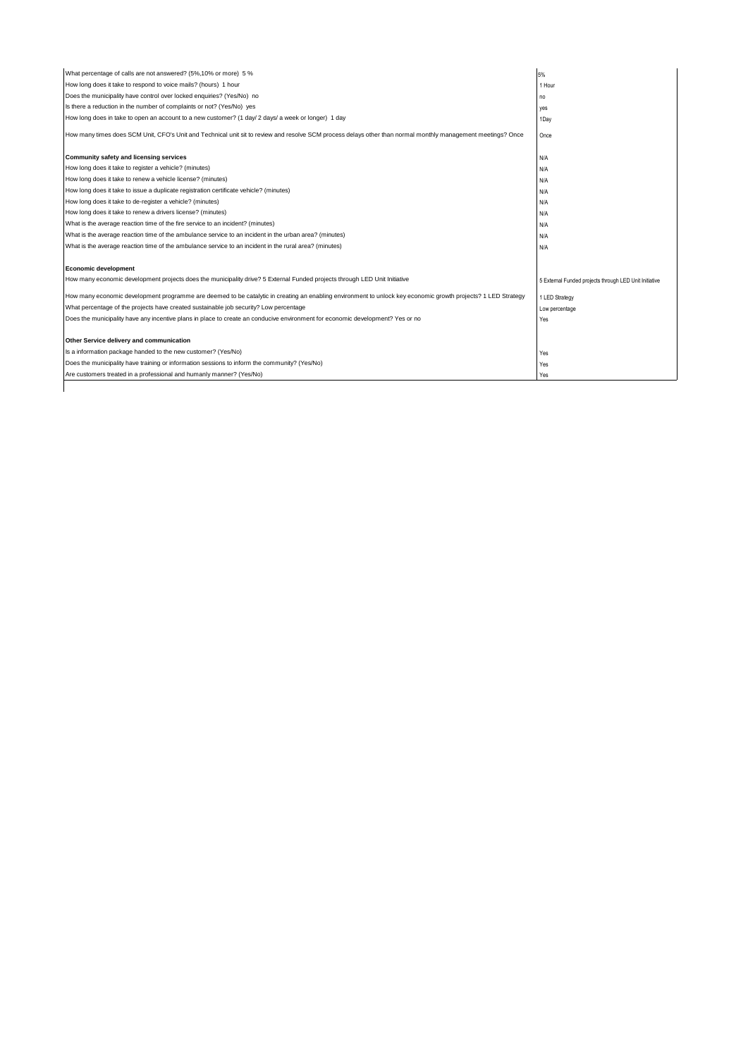| | |
|---|---|
| What percentage of calls are not answered? (5%,10% or more) 5 % | 5% |
| How long does it take to respond to voice mails? (hours) 1 hour | 1 Hour |
| Does the municipality have control over locked enquiries? (Yes/No) no | no |
| Is there a reduction in the number of complaints or not? (Yes/No) yes | yes |
| How long does in take to open an account to a new customer? (1 day/ 2 days/ a week or longer) 1 day | 1Day |
| How many times does SCM Unit, CFO's Unit and Technical unit sit to review and resolve SCM process delays other than normal monthly management meetings? Once | Once |
| **Community safety and licensing services** | N/A |
| How long does it take to register a vehicle? (minutes) | N/A |
| How long does it take to renew a vehicle license? (minutes) | N/A |
| How long does it take to issue a duplicate registration certificate vehicle? (minutes) | N/A |
| How long does it take to de-register a vehicle? (minutes) | N/A |
| How long does it take to renew a drivers license? (minutes) | N/A |
| What is the average reaction time of the fire service to an incident? (minutes) | N/A |
| What is the average reaction time of the ambulance service to an incident in the urban area? (minutes) | N/A |
| What is the average reaction time of the ambulance service to an incident in the rural area? (minutes) | N/A |
| **Economic development** | |
| How many economic development projects does the municipality drive? 5 External Funded projects through LED Unit Initiative | 5 External Funded projects through LED Unit Initiative |
| How many economic development programme are deemed to be catalytic in creating an enabling environment to unlock key economic growth projects? 1 LED Strategy | 1 LED Strategy |
| What percentage of the projects have created sustainable job security? Low percentage | Low percentage |
| Does the municipality have any incentive plans in place to create an conducive environment for economic development? Yes or no | Yes |
| **Other Service delivery and communication** | |
| Is a information package handed to the new customer? (Yes/No) | Yes |
| Does the municipality have training or information sessions to inform the community? (Yes/No) | Yes |
| Are customers treated in a professional and humanly manner? (Yes/No) | Yes |